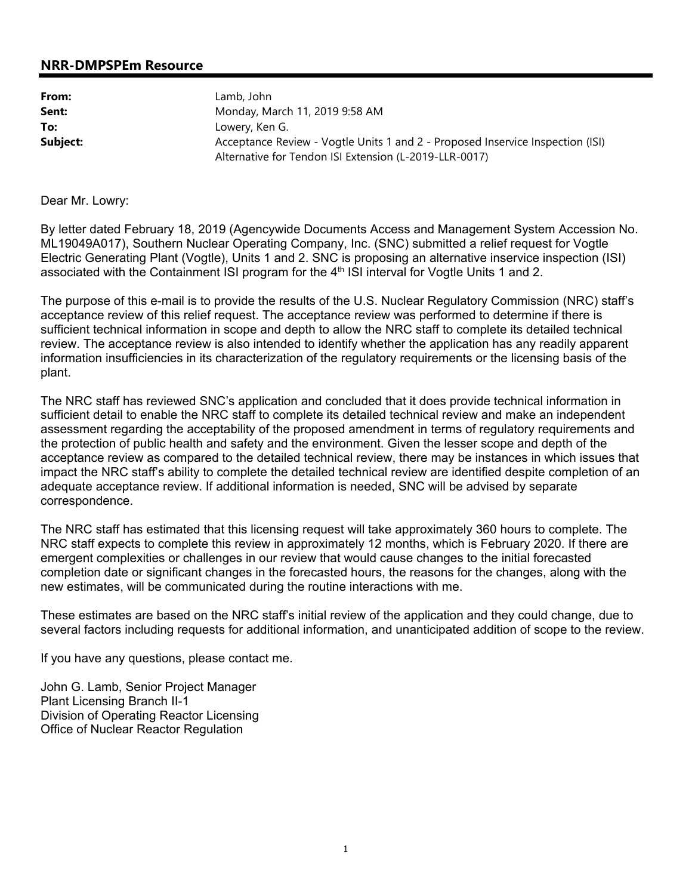## NRR-DMPSPEm Resource

| | |
|---|---|
| **From:** | Lamb, John |
| **Sent:** | Monday, March 11, 2019 9:58 AM |
| **To:** | Lowery, Ken G. |
| **Subject:** | Acceptance Review - Vogtle Units 1 and 2 - Proposed Inservice Inspection (ISI) Alternative for Tendon ISI Extension (L-2019-LLR-0017) |

Dear Mr. Lowry:

By letter dated February 18, 2019 (Agencywide Documents Access and Management System Accession No. ML19049A017), Southern Nuclear Operating Company, Inc. (SNC) submitted a relief request for Vogtle Electric Generating Plant (Vogtle), Units 1 and 2. SNC is proposing an alternative inservice inspection (ISI) associated with the Containment ISI program for the 4th ISI interval for Vogtle Units 1 and 2.

The purpose of this e-mail is to provide the results of the U.S. Nuclear Regulatory Commission (NRC) staff's acceptance review of this relief request. The acceptance review was performed to determine if there is sufficient technical information in scope and depth to allow the NRC staff to complete its detailed technical review. The acceptance review is also intended to identify whether the application has any readily apparent information insufficiencies in its characterization of the regulatory requirements or the licensing basis of the plant.

The NRC staff has reviewed SNC's application and concluded that it does provide technical information in sufficient detail to enable the NRC staff to complete its detailed technical review and make an independent assessment regarding the acceptability of the proposed amendment in terms of regulatory requirements and the protection of public health and safety and the environment. Given the lesser scope and depth of the acceptance review as compared to the detailed technical review, there may be instances in which issues that impact the NRC staff's ability to complete the detailed technical review are identified despite completion of an adequate acceptance review. If additional information is needed, SNC will be advised by separate correspondence.

The NRC staff has estimated that this licensing request will take approximately 360 hours to complete. The NRC staff expects to complete this review in approximately 12 months, which is February 2020. If there are emergent complexities or challenges in our review that would cause changes to the initial forecasted completion date or significant changes in the forecasted hours, the reasons for the changes, along with the new estimates, will be communicated during the routine interactions with me.

These estimates are based on the NRC staff's initial review of the application and they could change, due to several factors including requests for additional information, and unanticipated addition of scope to the review.

If you have any questions, please contact me.

John G. Lamb, Senior Project Manager
Plant Licensing Branch II-1
Division of Operating Reactor Licensing
Office of Nuclear Reactor Regulation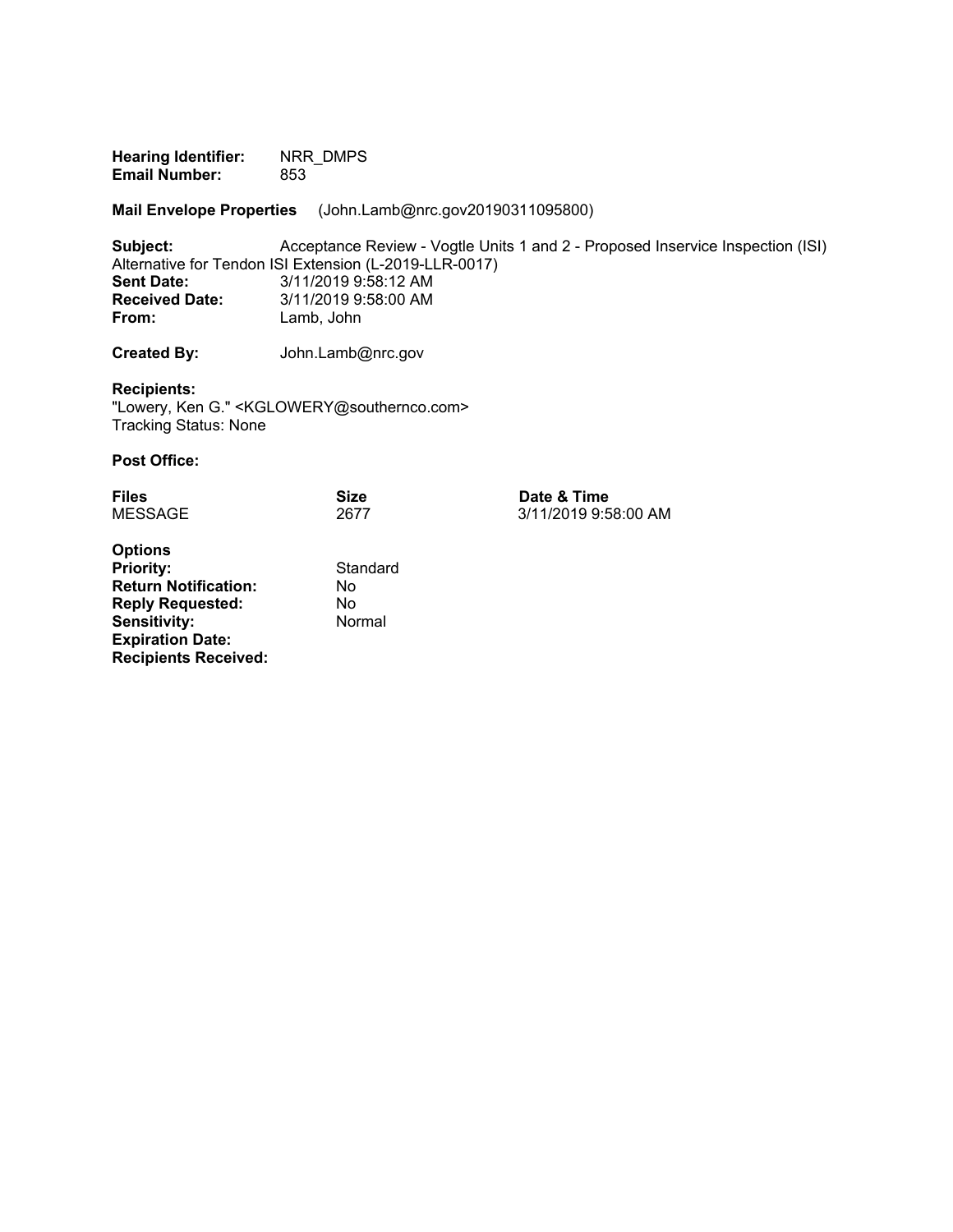**Hearing Identifier:** NRR_DMPS
**Email Number:** 853

**Mail Envelope Properties** (John.Lamb@nrc.gov20190311095800)

**Subject:** Acceptance Review - Vogtle Units 1 and 2 - Proposed Inservice Inspection (ISI) Alternative for Tendon ISI Extension (L-2019-LLR-0017)
**Sent Date:** 3/11/2019 9:58:12 AM
**Received Date:** 3/11/2019 9:58:00 AM
**From:** Lamb, John

**Created By:** John.Lamb@nrc.gov

**Recipients:**
"Lowery, Ken G." <KGLOWERY@southernco.com>
Tracking Status: None

**Post Office:**

| Files | Size | Date & Time |
|---|---|---|
| MESSAGE | 2677 | 3/11/2019 9:58:00 AM |

**Options**
**Priority:** Standard
**Return Notification:** No
**Reply Requested:** No
**Sensitivity:** Normal
**Expiration Date:**
**Recipients Received:**